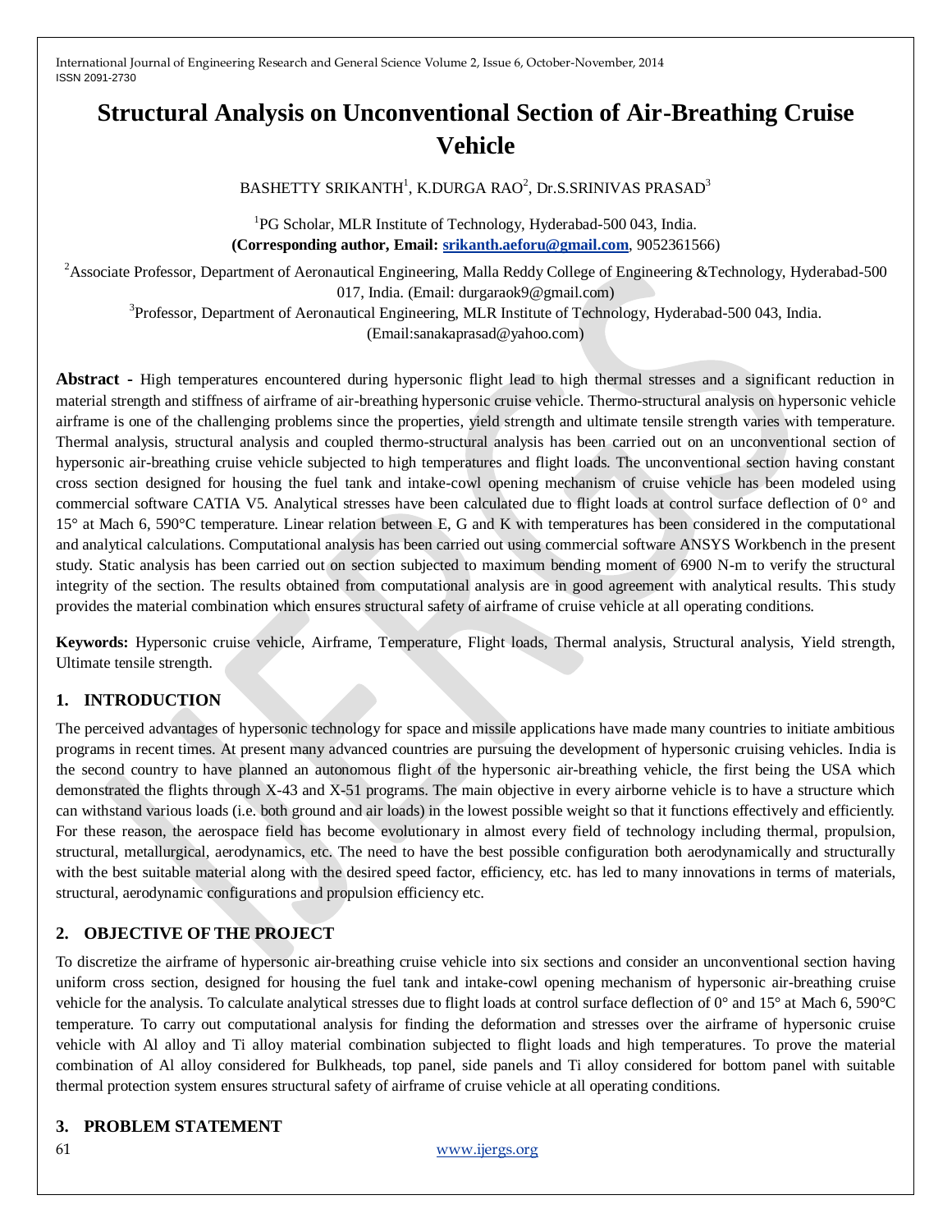# Structural Analysis on Unconventional Section of Air-Breathing Cruise Vehicle

BASHETTY SRIKANTH[1], K.DURGA RAO[2], Dr.S.SRINIVAS PRASAD[3]

[1]PG Scholar, MLR Institute of Technology, Hyderabad-500 043, India.
**(Corresponding author, Email: srikanth.aeforu@gmail.com**, 9052361566)

[2]Associate Professor, Department of Aeronautical Engineering, Malla Reddy College of Engineering &Technology, Hyderabad-500 017, India. (Email: durgaraok9@gmail.com)

[3]Professor, Department of Aeronautical Engineering, MLR Institute of Technology, Hyderabad-500 043, India. (Email:sanakaprasad@yahoo.com)

**Abstract -** High temperatures encountered during hypersonic flight lead to high thermal stresses and a significant reduction in material strength and stiffness of airframe of air-breathing hypersonic cruise vehicle. Thermo-structural analysis on hypersonic vehicle airframe is one of the challenging problems since the properties, yield strength and ultimate tensile strength varies with temperature. Thermal analysis, structural analysis and coupled thermo-structural analysis has been carried out on an unconventional section of hypersonic air-breathing cruise vehicle subjected to high temperatures and flight loads. The unconventional section having constant cross section designed for housing the fuel tank and intake-cowl opening mechanism of cruise vehicle has been modeled using commercial software CATIA V5. Analytical stresses have been calculated due to flight loads at control surface deflection of 0° and 15° at Mach 6, 590°C temperature. Linear relation between E, G and K with temperatures has been considered in the computational and analytical calculations. Computational analysis has been carried out using commercial software ANSYS Workbench in the present study. Static analysis has been carried out on section subjected to maximum bending moment of 6900 N-m to verify the structural integrity of the section. The results obtained from computational analysis are in good agreement with analytical results. This study provides the material combination which ensures structural safety of airframe of cruise vehicle at all operating conditions.

**Keywords:** Hypersonic cruise vehicle, Airframe, Temperature, Flight loads, Thermal analysis, Structural analysis, Yield strength, Ultimate tensile strength.

## 1. INTRODUCTION

The perceived advantages of hypersonic technology for space and missile applications have made many countries to initiate ambitious programs in recent times. At present many advanced countries are pursuing the development of hypersonic cruising vehicles. India is the second country to have planned an autonomous flight of the hypersonic air-breathing vehicle, the first being the USA which demonstrated the flights through X-43 and X-51 programs. The main objective in every airborne vehicle is to have a structure which can withstand various loads (i.e. both ground and air loads) in the lowest possible weight so that it functions effectively and efficiently. For these reason, the aerospace field has become evolutionary in almost every field of technology including thermal, propulsion, structural, metallurgical, aerodynamics, etc. The need to have the best possible configuration both aerodynamically and structurally with the best suitable material along with the desired speed factor, efficiency, etc. has led to many innovations in terms of materials, structural, aerodynamic configurations and propulsion efficiency etc.

## 2. OBJECTIVE OF THE PROJECT

To discretize the airframe of hypersonic air-breathing cruise vehicle into six sections and consider an unconventional section having uniform cross section, designed for housing the fuel tank and intake-cowl opening mechanism of hypersonic air-breathing cruise vehicle for the analysis. To calculate analytical stresses due to flight loads at control surface deflection of 0° and 15° at Mach 6, 590°C temperature. To carry out computational analysis for finding the deformation and stresses over the airframe of hypersonic cruise vehicle with Al alloy and Ti alloy material combination subjected to flight loads and high temperatures. To prove the material combination of Al alloy considered for Bulkheads, top panel, side panels and Ti alloy considered for bottom panel with suitable thermal protection system ensures structural safety of airframe of cruise vehicle at all operating conditions.

## 3. PROBLEM STATEMENT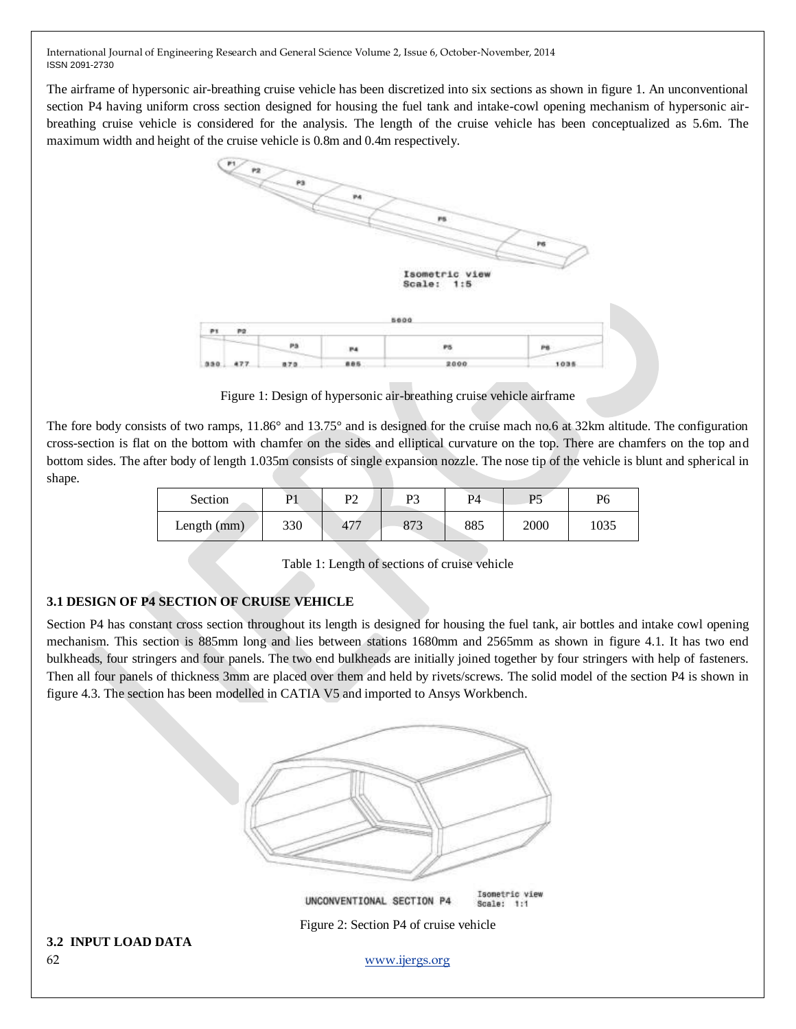The airframe of hypersonic air-breathing cruise vehicle has been discretized into six sections as shown in figure 1. An unconventional section P4 having uniform cross section designed for housing the fuel tank and intake-cowl opening mechanism of hypersonic air-breathing cruise vehicle is considered for the analysis. The length of the cruise vehicle has been conceptualized as 5.6m. The maximum width and height of the cruise vehicle is 0.8m and 0.4m respectively.

Figure 1: Design of hypersonic air-breathing cruise vehicle airframe

The fore body consists of two ramps, 11.86° and 13.75° and is designed for the cruise mach no.6 at 32km altitude. The configuration cross-section is flat on the bottom with chamfer on the sides and elliptical curvature on the top. There are chamfers on the top and bottom sides. The after body of length 1.035m consists of single expansion nozzle. The nose tip of the vehicle is blunt and spherical in shape.

| Section | P1 | P2 | P3 | P4 | P5 | P6 |
|---|---|---|---|---|---|---|
| Length (mm) | 330 | 477 | 873 | 885 | 2000 | 1035 |

Table 1: Length of sections of cruise vehicle

### 3.1 DESIGN OF P4 SECTION OF CRUISE VEHICLE

Section P4 has constant cross section throughout its length is designed for housing the fuel tank, air bottles and intake cowl opening mechanism. This section is 885mm long and lies between stations 1680mm and 2565mm as shown in figure 4.1. It has two end bulkheads, four stringers and four panels. The two end bulkheads are initially joined together by four stringers with help of fasteners. Then all four panels of thickness 3mm are placed over them and held by rivets/screws. The solid model of the section P4 is shown in figure 4.3. The section has been modelled in CATIA V5 and imported to Ansys Workbench.

Figure 2: Section P4 of cruise vehicle

### 3.2 INPUT LOAD DATA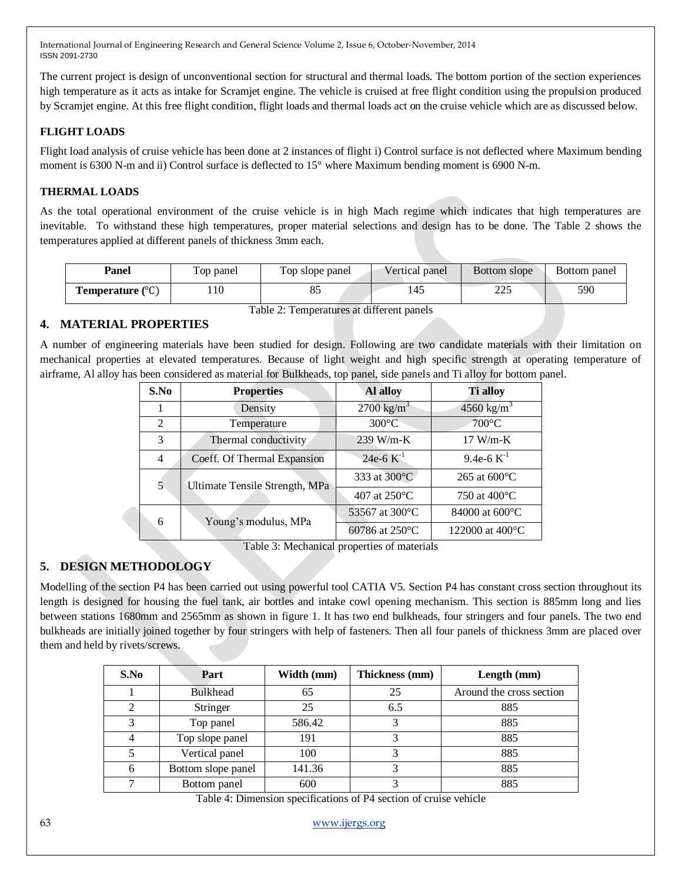The current project is design of unconventional section for structural and thermal loads. The bottom portion of the section experiences high temperature as it acts as intake for Scramjet engine. The vehicle is cruised at free flight condition using the propulsion produced by Scramjet engine. At this free flight condition, flight loads and thermal loads act on the cruise vehicle which are as discussed below.

### FLIGHT LOADS

Flight load analysis of cruise vehicle has been done at 2 instances of flight i) Control surface is not deflected where Maximum bending moment is 6300 N-m and ii) Control surface is deflected to 15° where Maximum bending moment is 6900 N-m.

### THERMAL LOADS

As the total operational environment of the cruise vehicle is in high Mach regime which indicates that high temperatures are inevitable. To withstand these high temperatures, proper material selections and design has to be done. The Table 2 shows the temperatures applied at different panels of thickness 3mm each.

| Panel | Top panel | Top slope panel | Vertical panel | Bottom slope | Bottom panel |
|---|---|---|---|---|---|
| **Temperature (℃)** | 110 | 85 | 145 | 225 | 590 |

Table 2: Temperatures at different panels

## 4. MATERIAL PROPERTIES

A number of engineering materials have been studied for design. Following are two candidate materials with their limitation on mechanical properties at elevated temperatures. Because of light weight and high specific strength at operating temperature of airframe, Al alloy has been considered as material for Bulkheads, top panel, side panels and Ti alloy for bottom panel.

| S.No | Properties | Al alloy | Ti alloy |
|---|---|---|---|
| 1 | Density | 2700 kg/m$^3$ | 4560 kg/m$^3$ |
| 2 | Temperature | 300°C | 700°C |
| 3 | Thermal conductivity | 239 W/m-K | 17 W/m-K |
| 4 | Coeff. Of Thermal Expansion | 24e-6 K$^{-1}$ | 9.4e-6 K$^{-1}$ |
| 5 | Ultimate Tensile Strength, MPa | 333 at 300°C | 265 at 600°C |
| | | 407 at 250°C | 750 at 400°C |
| 6 | Young's modulus, MPa | 53567 at 300°C | 84000 at 600°C |
| | | 60786 at 250°C | 122000 at 400°C |

Table 3: Mechanical properties of materials

## 5. DESIGN METHODOLOGY

Modelling of the section P4 has been carried out using powerful tool CATIA V5. Section P4 has constant cross section throughout its length is designed for housing the fuel tank, air bottles and intake cowl opening mechanism. This section is 885mm long and lies between stations 1680mm and 2565mm as shown in figure 1. It has two end bulkheads, four stringers and four panels. The two end bulkheads are initially joined together by four stringers with help of fasteners. Then all four panels of thickness 3mm are placed over them and held by rivets/screws.

| S.No | Part | Width (mm) | Thickness (mm) | Length (mm) |
|---|---|---|---|---|
| 1 | Bulkhead | 65 | 25 | Around the cross section |
| 2 | Stringer | 25 | 6.5 | 885 |
| 3 | Top panel | 586.42 | 3 | 885 |
| 4 | Top slope panel | 191 | 3 | 885 |
| 5 | Vertical panel | 100 | 3 | 885 |
| 6 | Bottom slope panel | 141.36 | 3 | 885 |
| 7 | Bottom panel | 600 | 3 | 885 |

Table 4: Dimension specifications of P4 section of cruise vehicle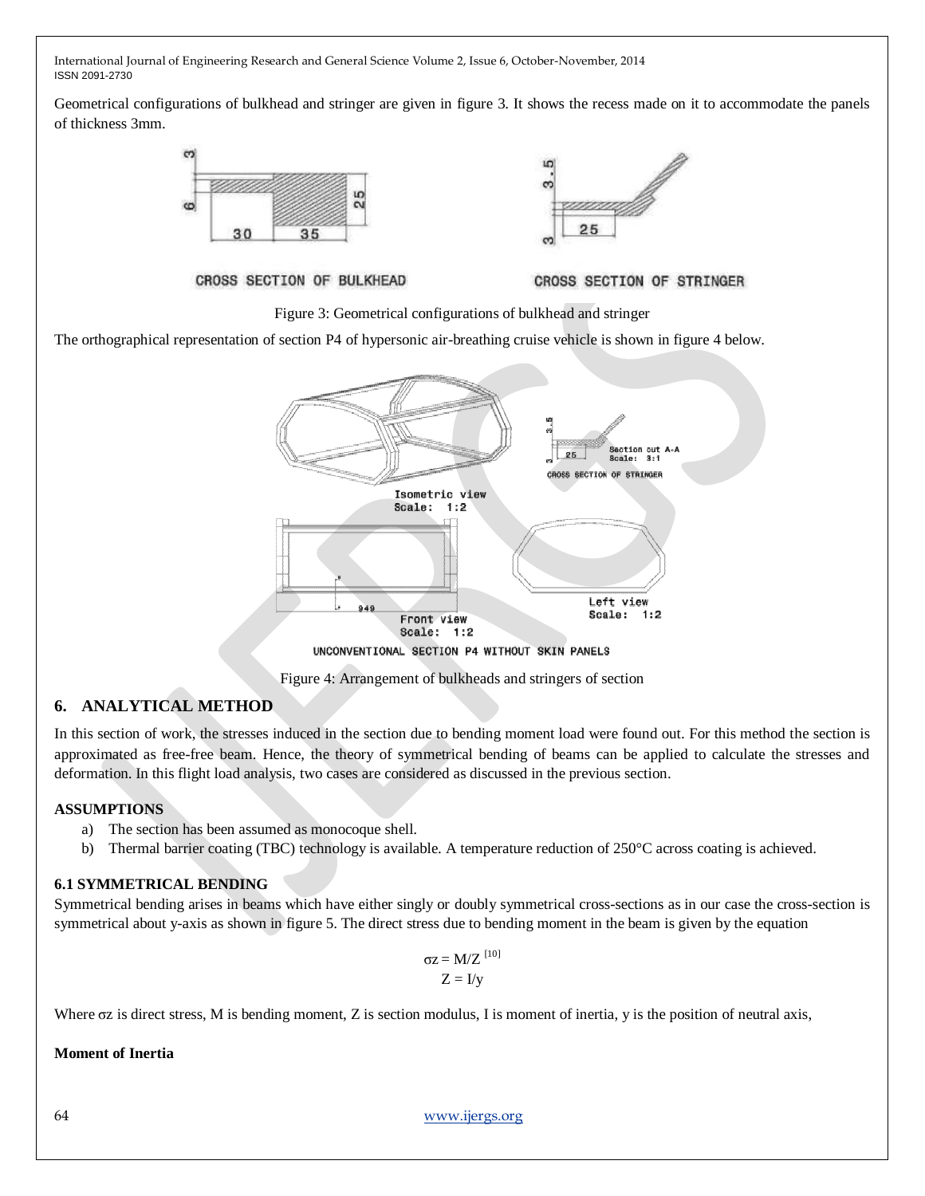Geometrical configurations of bulkhead and stringer are given in figure 3. It shows the recess made on it to accommodate the panels of thickness 3mm.

Figure 3: Geometrical configurations of bulkhead and stringer

The orthographical representation of section P4 of hypersonic air-breathing cruise vehicle is shown in figure 4 below.

Figure 4: Arrangement of bulkheads and stringers of section

## 6. ANALYTICAL METHOD

In this section of work, the stresses induced in the section due to bending moment load were found out. For this method the section is approximated as free-free beam. Hence, the theory of symmetrical bending of beams can be applied to calculate the stresses and deformation. In this flight load analysis, two cases are considered as discussed in the previous section.

**ASSUMPTIONS**

a) The section has been assumed as monocoque shell.
b) Thermal barrier coating (TBC) technology is available. A temperature reduction of 250°C across coating is achieved.

### 6.1 SYMMETRICAL BENDING

Symmetrical bending arises in beams which have either singly or doubly symmetrical cross-sections as in our case the cross-section is symmetrical about y-axis as shown in figure 5. The direct stress due to bending moment in the beam is given by the equation

$$\sigma z = M/Z \text{ [10]}$$

$$Z = I/y$$

Where $\sigma z$ is direct stress, M is bending moment, Z is section modulus, I is moment of inertia, y is the position of neutral axis,

**Moment of Inertia**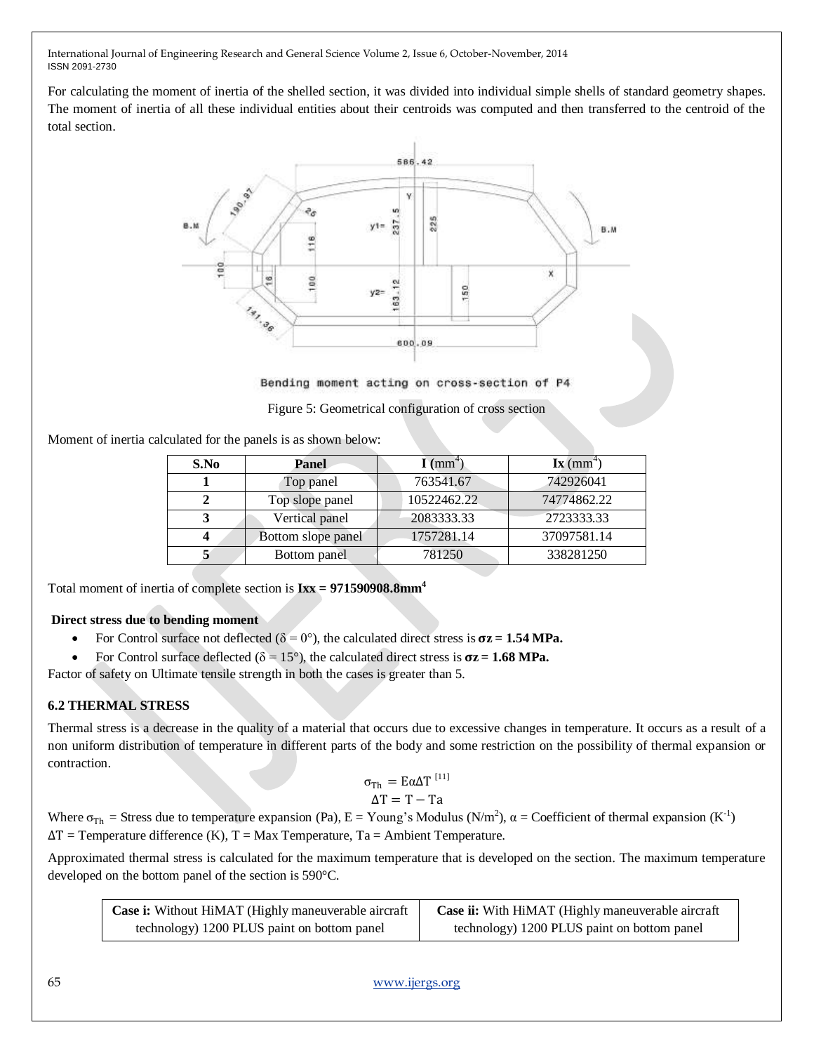For calculating the moment of inertia of the shelled section, it was divided into individual simple shells of standard geometry shapes. The moment of inertia of all these individual entities about their centroids was computed and then transferred to the centroid of the total section.

Bending moment acting on cross-section of P4

Figure 5: Geometrical configuration of cross section

Moment of inertia calculated for the panels is as shown below:

| S.No | Panel | I ($mm^4$) | Ix ($mm^4$) |
|---|---|---|---|
| 1 | Top panel | 763541.67 | 742926041 |
| 2 | Top slope panel | 10522462.22 | 74774862.22 |
| 3 | Vertical panel | 2083333.33 | 2723333.33 |
| 4 | Bottom slope panel | 1757281.14 | 37097581.14 |
| 5 | Bottom panel | 781250 | 338281250 |

Total moment of inertia of complete section is **Ixx = 971590908.8mm$^4$**

**Direct stress due to bending moment**

- For Control surface not deflected ($\delta = 0°$), the calculated direct stress is **$\sigma z$ = 1.54 MPa.**
- For Control surface deflected ($\delta = 15°$), the calculated direct stress is **$\sigma z$ = 1.68 MPa.**

Factor of safety on Ultimate tensile strength in both the cases is greater than 5.

### 6.2 THERMAL STRESS

Thermal stress is a decrease in the quality of a material that occurs due to excessive changes in temperature. It occurs as a result of a non uniform distribution of temperature in different parts of the body and some restriction on the possibility of thermal expansion or contraction.

$$\sigma_{Th} = E\alpha\Delta T \text{ [11]}$$
$$\Delta T = T - Ta$$

Where $\sigma_{Th}$ = Stress due to temperature expansion (Pa), E = Young's Modulus (N/m$^2$), $\alpha$ = Coefficient of thermal expansion (K$^{-1}$)
$\Delta T$ = Temperature difference (K), T = Max Temperature, Ta = Ambient Temperature.

Approximated thermal stress is calculated for the maximum temperature that is developed on the section. The maximum temperature developed on the bottom panel of the section is 590°C.

| **Case i:** Without HiMAT (Highly maneuverable aircraft technology) 1200 PLUS paint on bottom panel | **Case ii:** With HiMAT (Highly maneuverable aircraft technology) 1200 PLUS paint on bottom panel |
|---|---|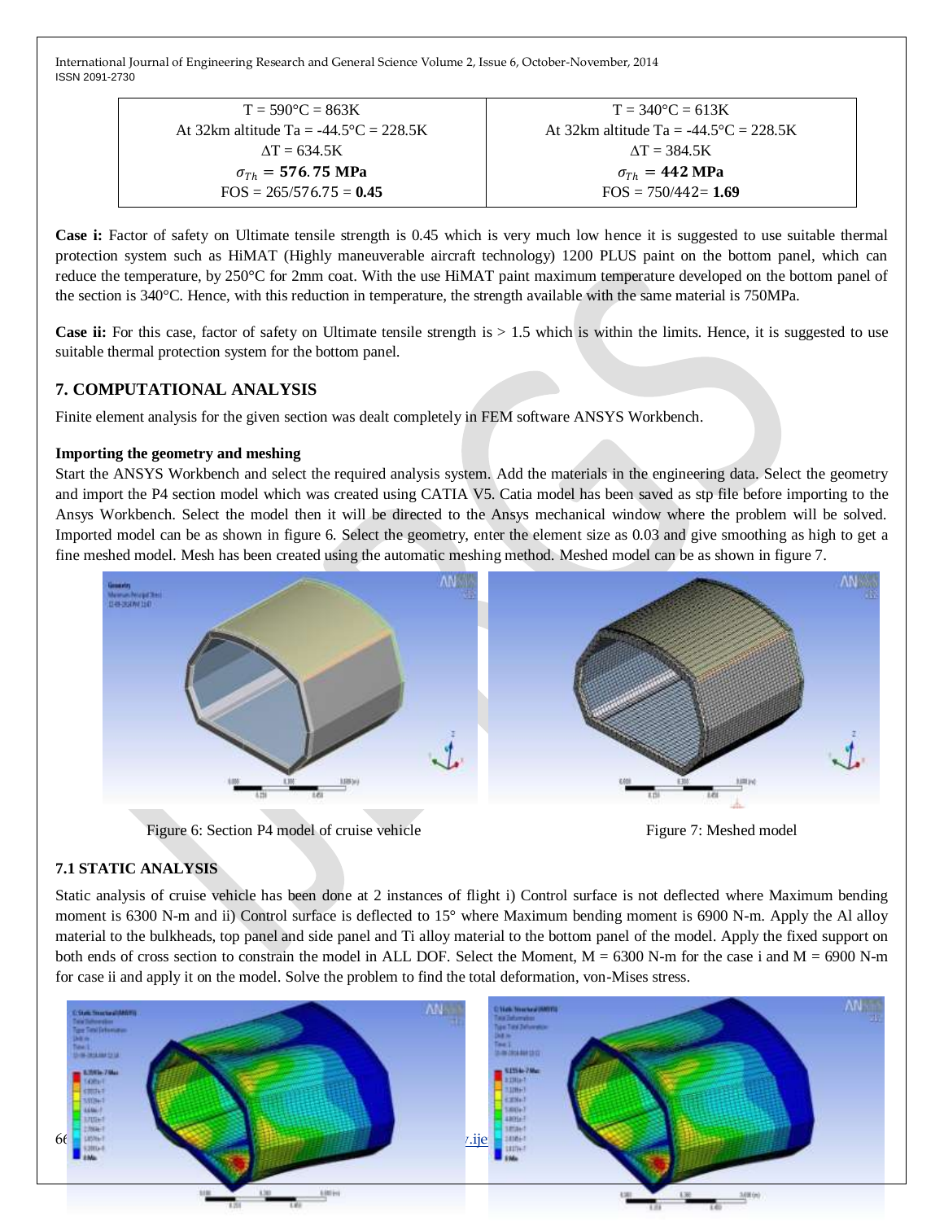| T = 590°C = 863K<br>At 32km altitude Ta = -44.5°C = 228.5K<br>ΔT = 634.5K<br>$\sigma_{Th}$ = **576.75 MPa**<br>FOS = 265/576.75 = **0.45** | T = 340°C = 613K<br>At 32km altitude Ta = -44.5°C = 228.5K<br>ΔT = 384.5K<br>$\sigma_{Th}$ = **442 MPa**<br>FOS = 750/442= **1.69** |
|---|---|

**Case i:** Factor of safety on Ultimate tensile strength is 0.45 which is very much low hence it is suggested to use suitable thermal protection system such as HiMAT (Highly maneuverable aircraft technology) 1200 PLUS paint on the bottom panel, which can reduce the temperature, by 250°C for 2mm coat. With the use HiMAT paint maximum temperature developed on the bottom panel of the section is 340°C. Hence, with this reduction in temperature, the strength available with the same material is 750MPa.

**Case ii:** For this case, factor of safety on Ultimate tensile strength is > 1.5 which is within the limits. Hence, it is suggested to use suitable thermal protection system for the bottom panel.

## 7. COMPUTATIONAL ANALYSIS

Finite element analysis for the given section was dealt completely in FEM software ANSYS Workbench.

**Importing the geometry and meshing**

Start the ANSYS Workbench and select the required analysis system. Add the materials in the engineering data. Select the geometry and import the P4 section model which was created using CATIA V5. Catia model has been saved as stp file before importing to the Ansys Workbench. Select the model then it will be directed to the Ansys mechanical window where the problem will be solved. Imported model can be as shown in figure 6. Select the geometry, enter the element size as 0.03 and give smoothing as high to get a fine meshed model. Mesh has been created using the automatic meshing method. Meshed model can be as shown in figure 7.

Figure 6: Section P4 model of cruise vehicle

Figure 7: Meshed model

### 7.1 STATIC ANALYSIS

Static analysis of cruise vehicle has been done at 2 instances of flight i) Control surface is not deflected where Maximum bending moment is 6300 N-m and ii) Control surface is deflected to 15° where Maximum bending moment is 6900 N-m. Apply the Al alloy material to the bulkheads, top panel and side panel and Ti alloy material to the bottom panel of the model. Apply the fixed support on both ends of cross section to constrain the model in ALL DOF. Select the Moment, M = 6300 N-m for the case i and M = 6900 N-m for case ii and apply it on the model. Solve the problem to find the total deformation, von-Mises stress.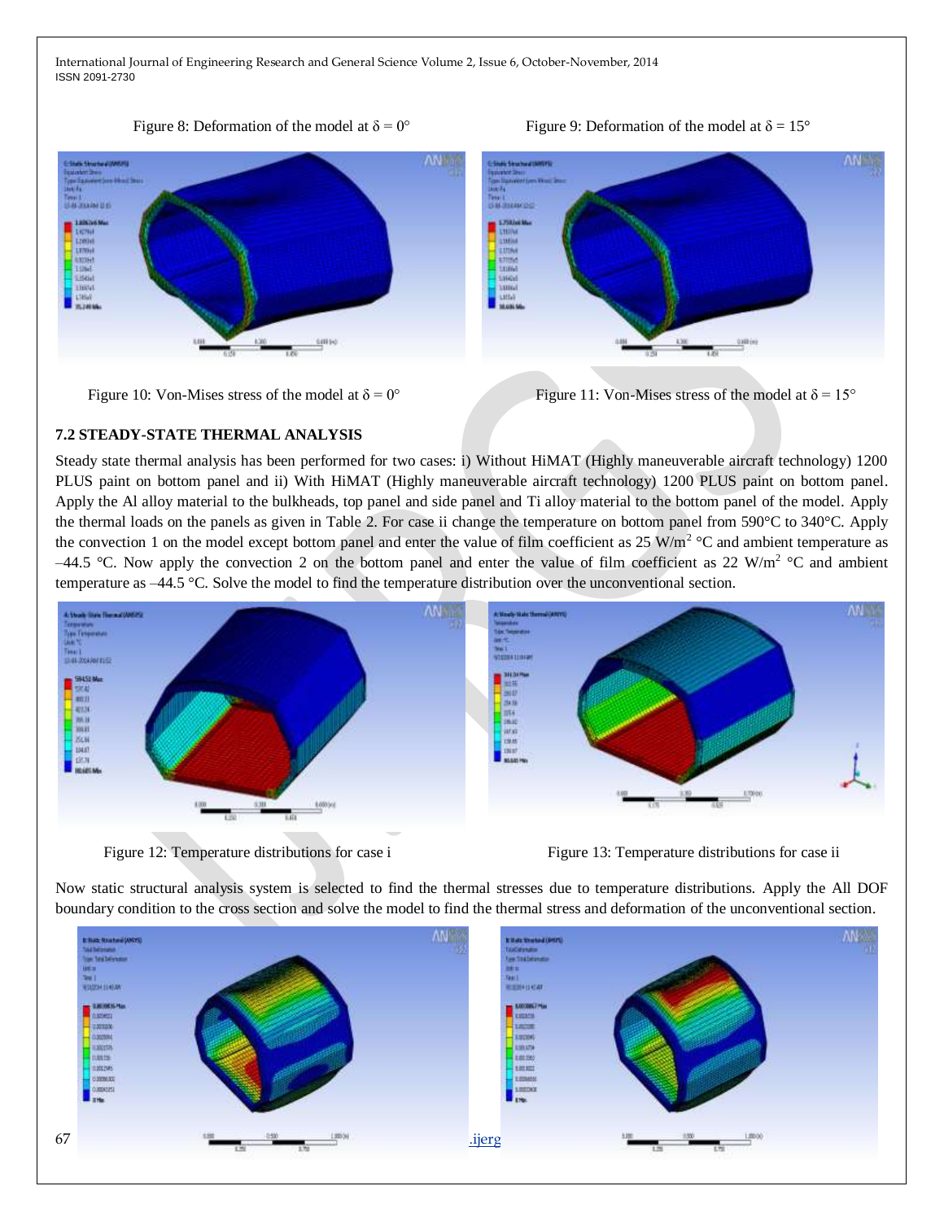Figure 8: Deformation of the model at δ = 0°

Figure 9: Deformation of the model at δ = 15°

Figure 10: Von-Mises stress of the model at δ = 0°

Figure 11: Von-Mises stress of the model at δ = 15°

### 7.2 STEADY-STATE THERMAL ANALYSIS

Steady state thermal analysis has been performed for two cases: i) Without HiMAT (Highly maneuverable aircraft technology) 1200 PLUS paint on bottom panel and ii) With HiMAT (Highly maneuverable aircraft technology) 1200 PLUS paint on bottom panel. Apply the Al alloy material to the bulkheads, top panel and side panel and Ti alloy material to the bottom panel of the model. Apply the thermal loads on the panels as given in Table 2. For case ii change the temperature on bottom panel from 590°C to 340°C. Apply the convection 1 on the model except bottom panel and enter the value of film coefficient as 25 W/m$^2$ °C and ambient temperature as –44.5 °C. Now apply the convection 2 on the bottom panel and enter the value of film coefficient as 22 W/m$^2$ °C and ambient temperature as –44.5 °C. Solve the model to find the temperature distribution over the unconventional section.

Figure 12: Temperature distributions for case i

Figure 13: Temperature distributions for case ii

Now static structural analysis system is selected to find the thermal stresses due to temperature distributions. Apply the All DOF boundary condition to the cross section and solve the model to find the thermal stress and deformation of the unconventional section.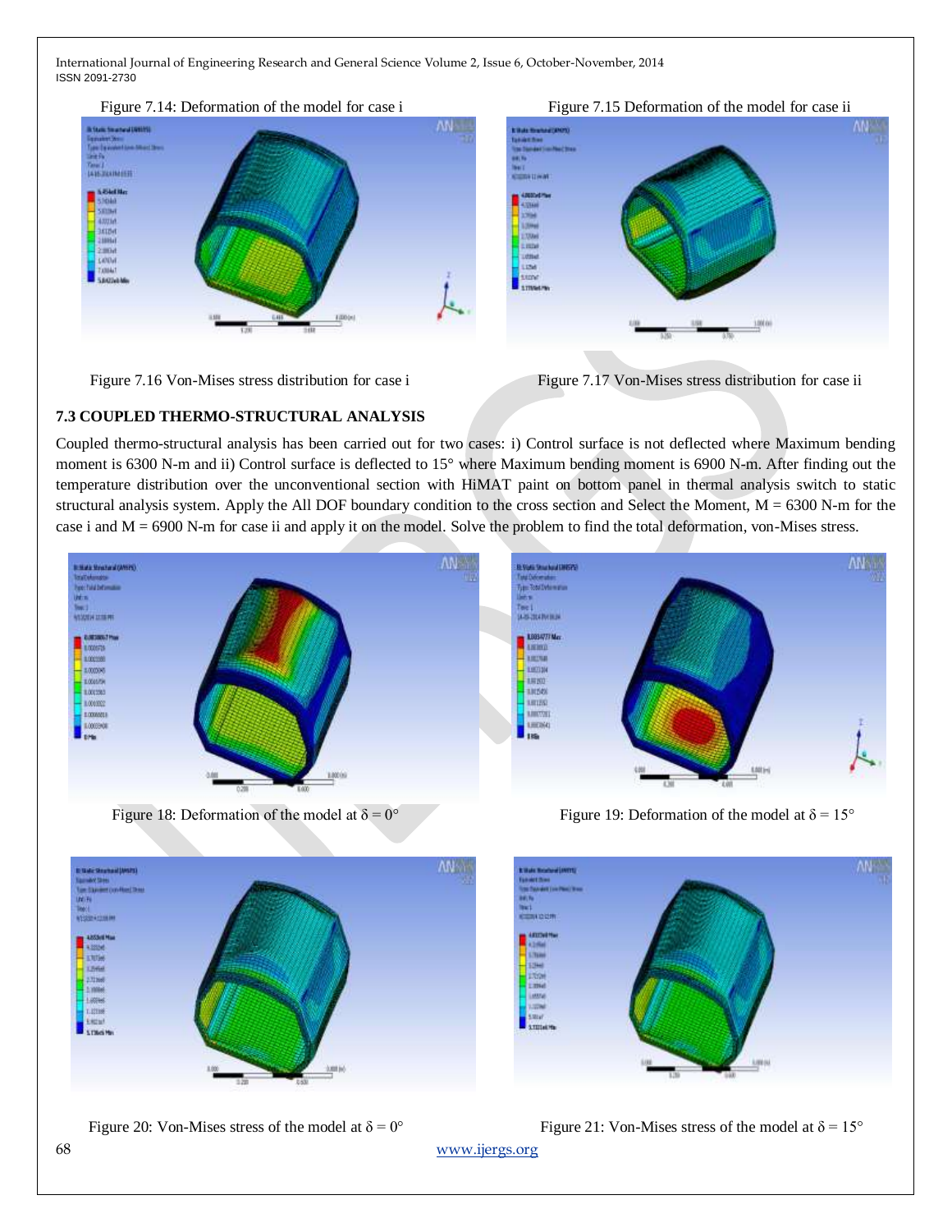Figure 7.14: Deformation of the model for case i

Figure 7.15 Deformation of the model for case ii

Figure 7.16 Von-Mises stress distribution for case i

Figure 7.17 Von-Mises stress distribution for case ii

### 7.3 COUPLED THERMO-STRUCTURAL ANALYSIS

Coupled thermo-structural analysis has been carried out for two cases: i) Control surface is not deflected where Maximum bending moment is 6300 N-m and ii) Control surface is deflected to 15° where Maximum bending moment is 6900 N-m. After finding out the temperature distribution over the unconventional section with HiMAT paint on bottom panel in thermal analysis switch to static structural analysis system. Apply the All DOF boundary condition to the cross section and Select the Moment, M = 6300 N-m for the case i and M = 6900 N-m for case ii and apply it on the model. Solve the problem to find the total deformation, von-Mises stress.

Figure 18: Deformation of the model at $\delta = 0°$

Figure 19: Deformation of the model at $\delta = 15°$

Figure 20: Von-Mises stress of the model at $\delta = 0°$

Figure 21: Von-Mises stress of the model at $\delta = 15°$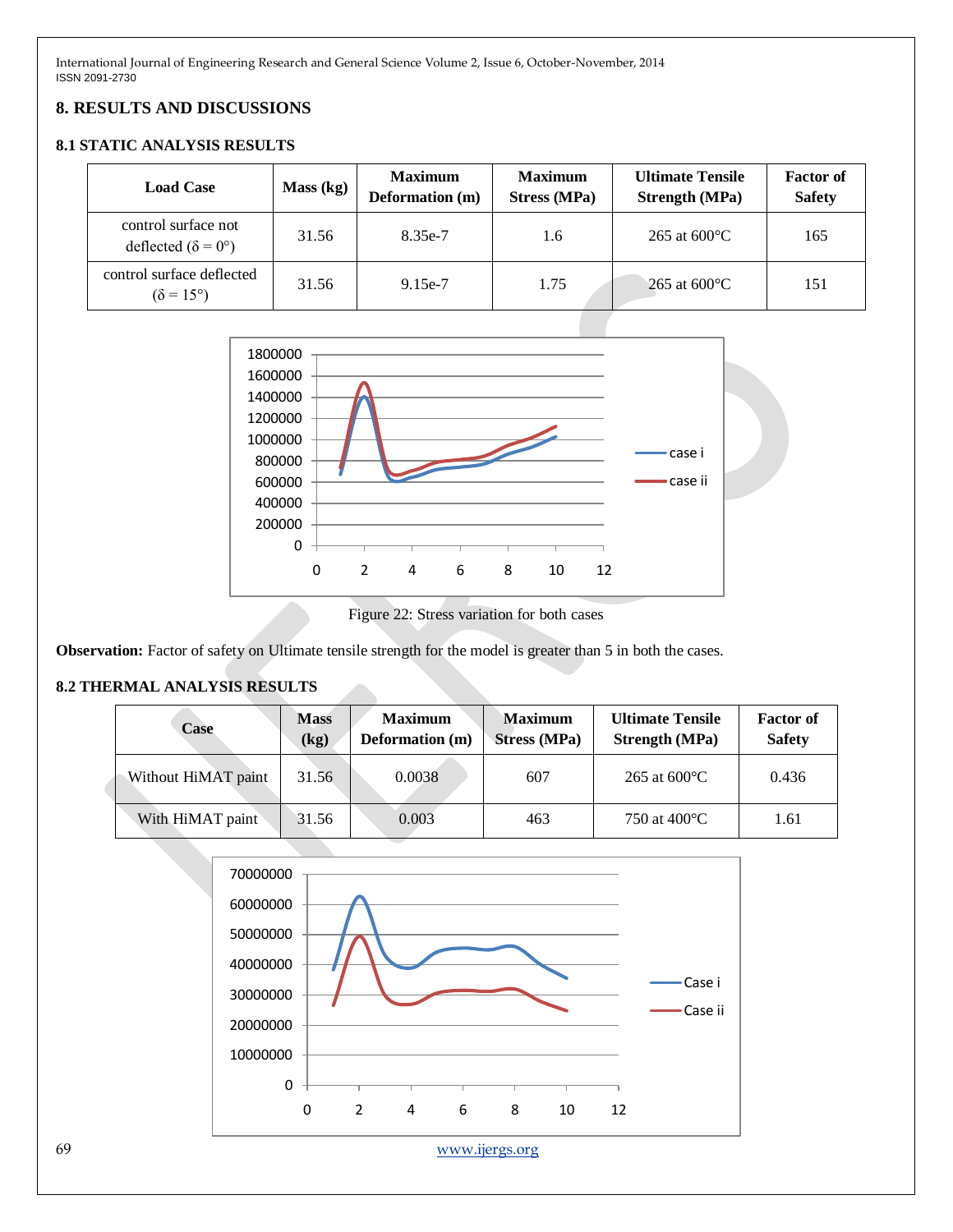## 8. RESULTS AND DISCUSSIONS

### 8.1 STATIC ANALYSIS RESULTS

| Load Case | Mass (kg) | Maximum Deformation (m) | Maximum Stress (MPa) | Ultimate Tensile Strength (MPa) | Factor of Safety |
|---|---|---|---|---|---|
| control surface not deflected (δ = 0°) | 31.56 | 8.35e-7 | 1.6 | 265 at 600°C | 165 |
| control surface deflected (δ = 15°) | 31.56 | 9.15e-7 | 1.75 | 265 at 600°C | 151 |

Figure 22: Stress variation for both cases

**Observation:** Factor of safety on Ultimate tensile strength for the model is greater than 5 in both the cases.

### 8.2 THERMAL ANALYSIS RESULTS

| Case | Mass (kg) | Maximum Deformation (m) | Maximum Stress (MPa) | Ultimate Tensile Strength (MPa) | Factor of Safety |
|---|---|---|---|---|---|
| Without HiMAT paint | 31.56 | 0.0038 | 607 | 265 at 600°C | 0.436 |
| With HiMAT paint | 31.56 | 0.003 | 463 | 750 at 400°C | 1.61 |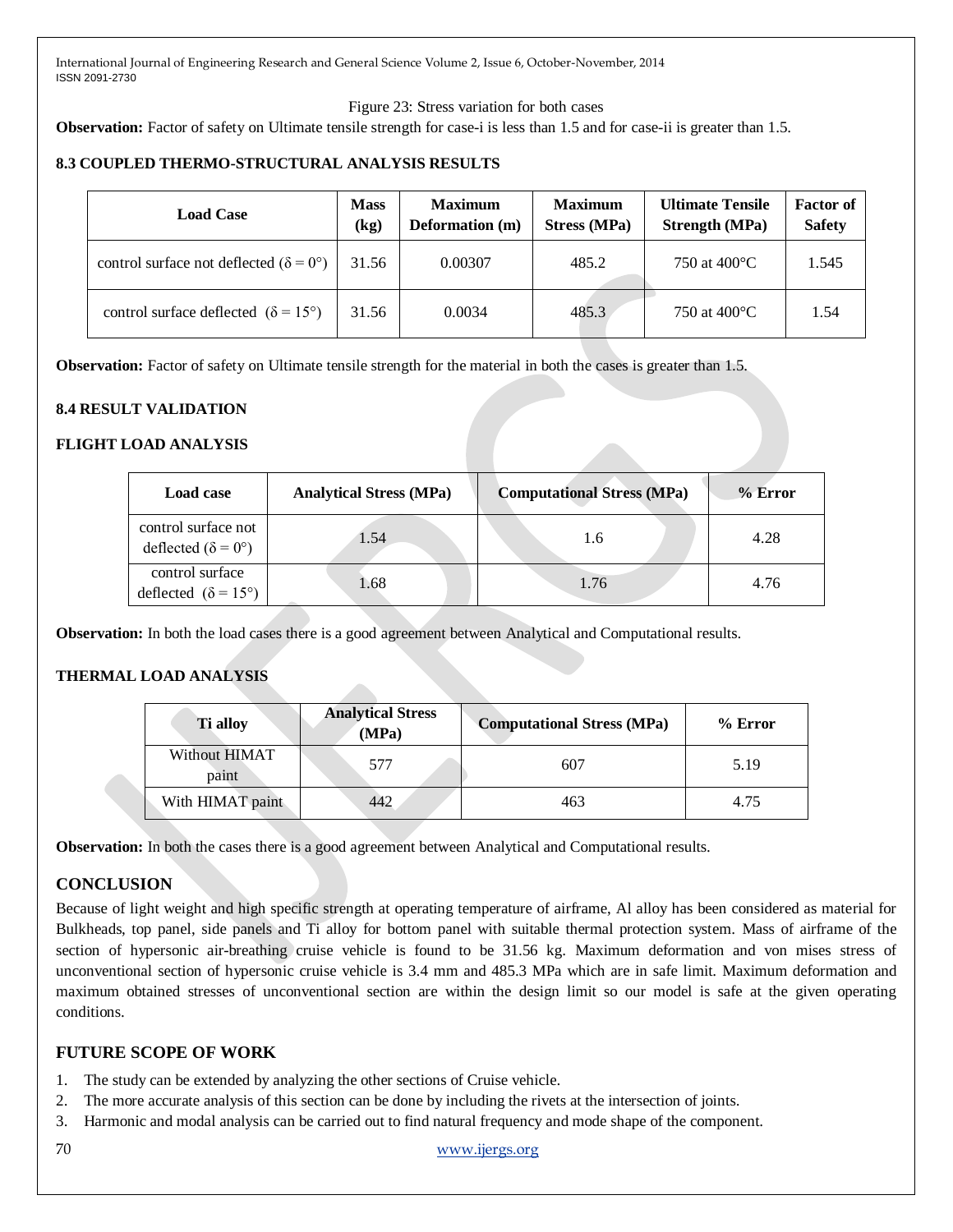Figure 23: Stress variation for both cases

**Observation:** Factor of safety on Ultimate tensile strength for case-i is less than 1.5 and for case-ii is greater than 1.5.

### 8.3 COUPLED THERMO-STRUCTURAL ANALYSIS RESULTS

| Load Case | Mass (kg) | Maximum Deformation (m) | Maximum Stress (MPa) | Ultimate Tensile Strength (MPa) | Factor of Safety |
|---|---|---|---|---|---|
| control surface not deflected ($\delta = 0°$) | 31.56 | 0.00307 | 485.2 | 750 at 400°C | 1.545 |
| control surface deflected ($\delta = 15°$) | 31.56 | 0.0034 | 485.3 | 750 at 400°C | 1.54 |

**Observation:** Factor of safety on Ultimate tensile strength for the material in both the cases is greater than 1.5.

### 8.4 RESULT VALIDATION

#### FLIGHT LOAD ANALYSIS

| Load case | Analytical Stress (MPa) | Computational Stress (MPa) | % Error |
|---|---|---|---|
| control surface not deflected ($\delta = 0°$) | 1.54 | 1.6 | 4.28 |
| control surface deflected ($\delta = 15°$) | 1.68 | 1.76 | 4.76 |

**Observation:** In both the load cases there is a good agreement between Analytical and Computational results.

#### THERMAL LOAD ANALYSIS

| Ti alloy | Analytical Stress (MPa) | Computational Stress (MPa) | % Error |
|---|---|---|---|
| Without HIMAT paint | 577 | 607 | 5.19 |
| With HIMAT paint | 442 | 463 | 4.75 |

**Observation:** In both the cases there is a good agreement between Analytical and Computational results.

## CONCLUSION

Because of light weight and high specific strength at operating temperature of airframe, Al alloy has been considered as material for Bulkheads, top panel, side panels and Ti alloy for bottom panel with suitable thermal protection system. Mass of airframe of the section of hypersonic air-breathing cruise vehicle is found to be 31.56 kg. Maximum deformation and von mises stress of unconventional section of hypersonic cruise vehicle is 3.4 mm and 485.3 MPa which are in safe limit. Maximum deformation and maximum obtained stresses of unconventional section are within the design limit so our model is safe at the given operating conditions.

## FUTURE SCOPE OF WORK

1. The study can be extended by analyzing the other sections of Cruise vehicle.
2. The more accurate analysis of this section can be done by including the rivets at the intersection of joints.
3. Harmonic and modal analysis can be carried out to find natural frequency and mode shape of the component.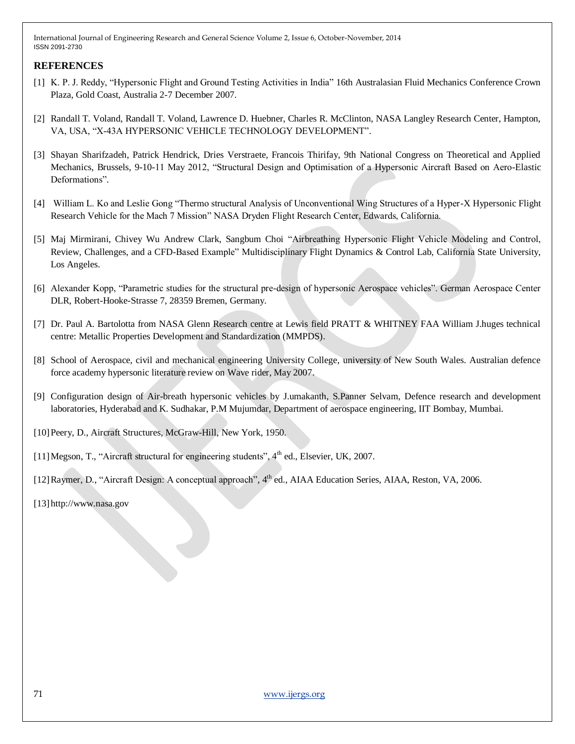## REFERENCES

[1] K. P. J. Reddy, “Hypersonic Flight and Ground Testing Activities in India” 16th Australasian Fluid Mechanics Conference Crown Plaza, Gold Coast, Australia 2-7 December 2007.

[2] Randall T. Voland, Randall T. Voland, Lawrence D. Huebner, Charles R. McClinton, NASA Langley Research Center, Hampton, VA, USA, “X-43A HYPERSONIC VEHICLE TECHNOLOGY DEVELOPMENT”.

[3] Shayan Sharifzadeh, Patrick Hendrick, Dries Verstraete, Francois Thirifay, 9th National Congress on Theoretical and Applied Mechanics, Brussels, 9-10-11 May 2012, “Structural Design and Optimisation of a Hypersonic Aircraft Based on Aero-Elastic Deformations”.

[4] William L. Ko and Leslie Gong “Thermo structural Analysis of Unconventional Wing Structures of a Hyper-X Hypersonic Flight Research Vehicle for the Mach 7 Mission” NASA Dryden Flight Research Center, Edwards, California.

[5] Maj Mirmirani, Chivey Wu Andrew Clark, Sangbum Choi “Airbreathing Hypersonic Flight Vehicle Modeling and Control, Review, Challenges, and a CFD-Based Example” Multidisciplinary Flight Dynamics & Control Lab, California State University, Los Angeles.

[6] Alexander Kopp, “Parametric studies for the structural pre-design of hypersonic Aerospace vehicles”. German Aerospace Center DLR, Robert-Hooke-Strasse 7, 28359 Bremen, Germany.

[7] Dr. Paul A. Bartolotta from NASA Glenn Research centre at Lewis field PRATT & WHITNEY FAA William J.huges technical centre: Metallic Properties Development and Standardization (MMPDS).

[8] School of Aerospace, civil and mechanical engineering University College, university of New South Wales. Australian defence force academy hypersonic literature review on Wave rider, May 2007.

[9] Configuration design of Air-breath hypersonic vehicles by J.umakanth, S.Panner Selvam, Defence research and development laboratories, Hyderabad and K. Sudhakar, P.M Mujumdar, Department of aerospace engineering, IIT Bombay, Mumbai.

[10] Peery, D., Aircraft Structures, McGraw-Hill, New York, 1950.

[11] Megson, T., “Aircraft structural for engineering students”, 4th ed., Elsevier, UK, 2007.

[12] Raymer, D., “Aircraft Design: A conceptual approach”, 4th ed., AIAA Education Series, AIAA, Reston, VA, 2006.

[13] http://www.nasa.gov